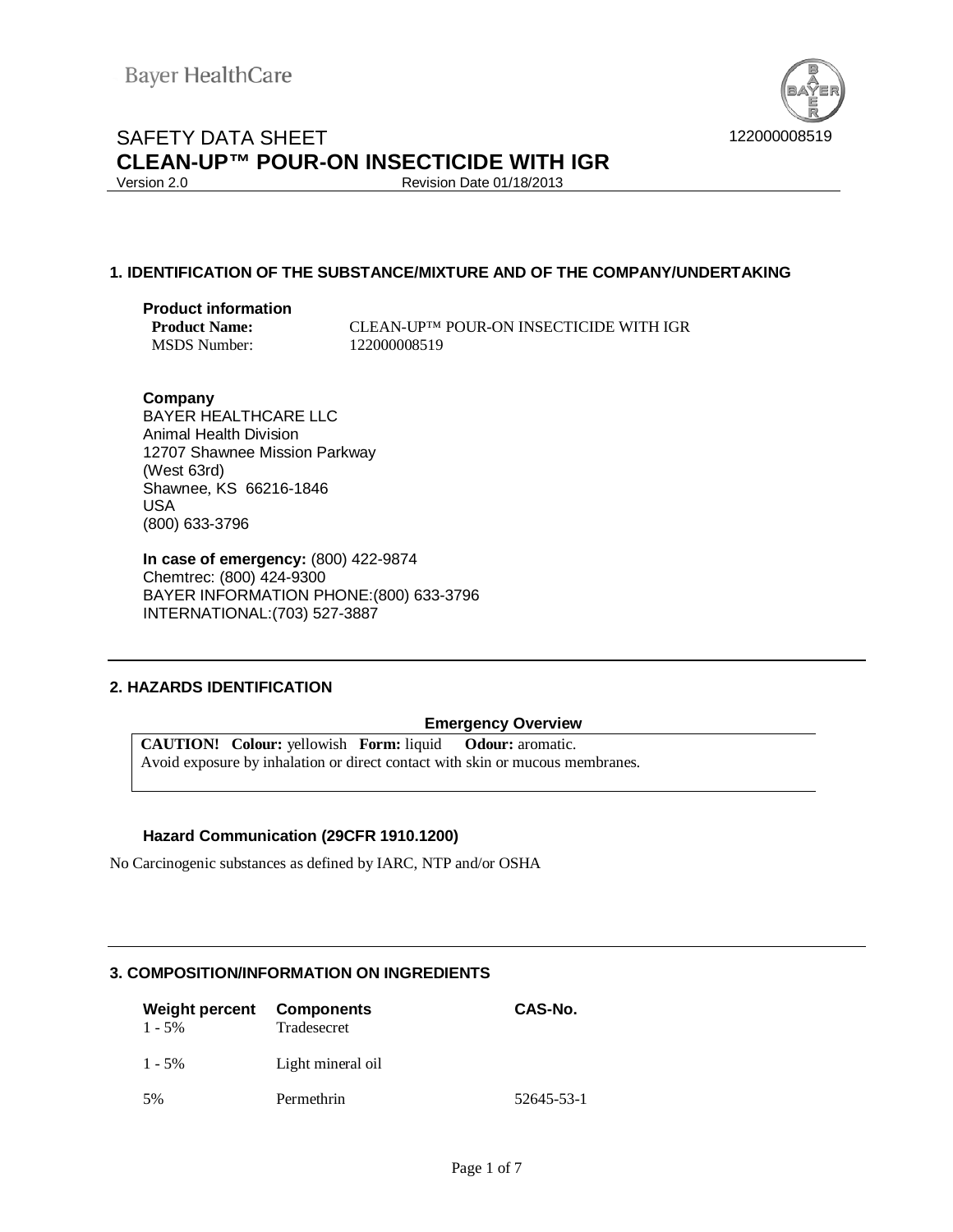Bayer HealthCare

# SAFETY DATA SHEET
# CLEAN-UP™ POUR-ON INSECTICIDE WITH IGR

122000008519

Version 2.0 Revision Date 01/18/2013

## 1. IDENTIFICATION OF THE SUBSTANCE/MIXTURE AND OF THE COMPANY/UNDERTAKING

**Product information**

**Product Name:** CLEAN-UP™ POUR-ON INSECTICIDE WITH IGR
MSDS Number: 122000008519

**Company**
BAYER HEALTHCARE LLC
Animal Health Division
12707 Shawnee Mission Parkway
(West 63rd)
Shawnee, KS 66216-1846
USA
(800) 633-3796

**In case of emergency:** (800) 422-9874
Chemtrec: (800) 424-9300
BAYER INFORMATION PHONE:(800) 633-3796
INTERNATIONAL:(703) 527-3887

## 2. HAZARDS IDENTIFICATION

**Emergency Overview**

**CAUTION!** **Colour:** yellowish **Form:** liquid **Odour:** aromatic.
Avoid exposure by inhalation or direct contact with skin or mucous membranes.

**Hazard Communication (29CFR 1910.1200)**

No Carcinogenic substances as defined by IARC, NTP and/or OSHA

## 3. COMPOSITION/INFORMATION ON INGREDIENTS

| Weight percent | Components | CAS-No. |
|---|---|---|
| 1 - 5% | Tradesecret | |
| 1 - 5% | Light mineral oil | |
| 5% | Permethrin | 52645-53-1 |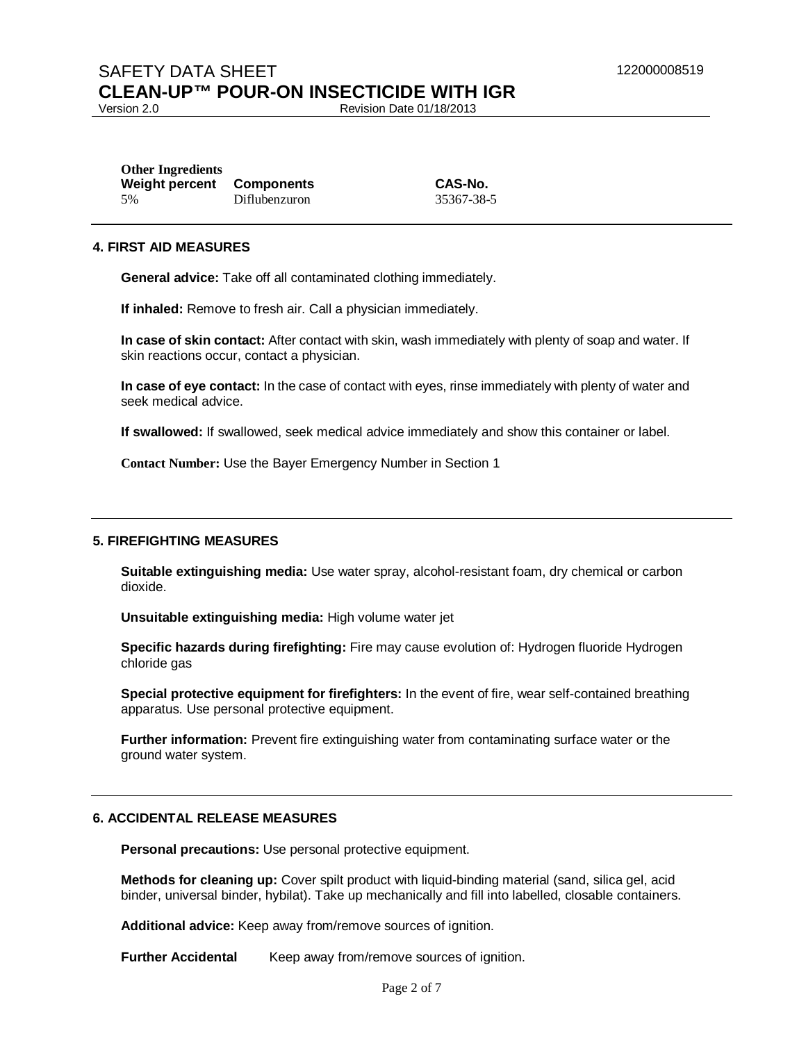**Other Ingredients**

| Weight percent | Components | CAS-No. |
|---|---|---|
| 5% | Diflubenzuron | 35367-38-5 |

## 4. FIRST AID MEASURES

**General advice:** Take off all contaminated clothing immediately.

**If inhaled:** Remove to fresh air. Call a physician immediately.

**In case of skin contact:** After contact with skin, wash immediately with plenty of soap and water. If skin reactions occur, contact a physician.

**In case of eye contact:** In the case of contact with eyes, rinse immediately with plenty of water and seek medical advice.

**If swallowed:** If swallowed, seek medical advice immediately and show this container or label.

**Contact Number:** Use the Bayer Emergency Number in Section 1

## 5. FIREFIGHTING MEASURES

**Suitable extinguishing media:** Use water spray, alcohol-resistant foam, dry chemical or carbon dioxide.

**Unsuitable extinguishing media:** High volume water jet

**Specific hazards during firefighting:** Fire may cause evolution of: Hydrogen fluoride Hydrogen chloride gas

**Special protective equipment for firefighters:** In the event of fire, wear self-contained breathing apparatus. Use personal protective equipment.

**Further information:** Prevent fire extinguishing water from contaminating surface water or the ground water system.

## 6. ACCIDENTAL RELEASE MEASURES

**Personal precautions:** Use personal protective equipment.

**Methods for cleaning up:** Cover spilt product with liquid-binding material (sand, silica gel, acid binder, universal binder, hybilat). Take up mechanically and fill into labelled, closable containers.

**Additional advice:** Keep away from/remove sources of ignition.

**Further Accidental** Keep away from/remove sources of ignition.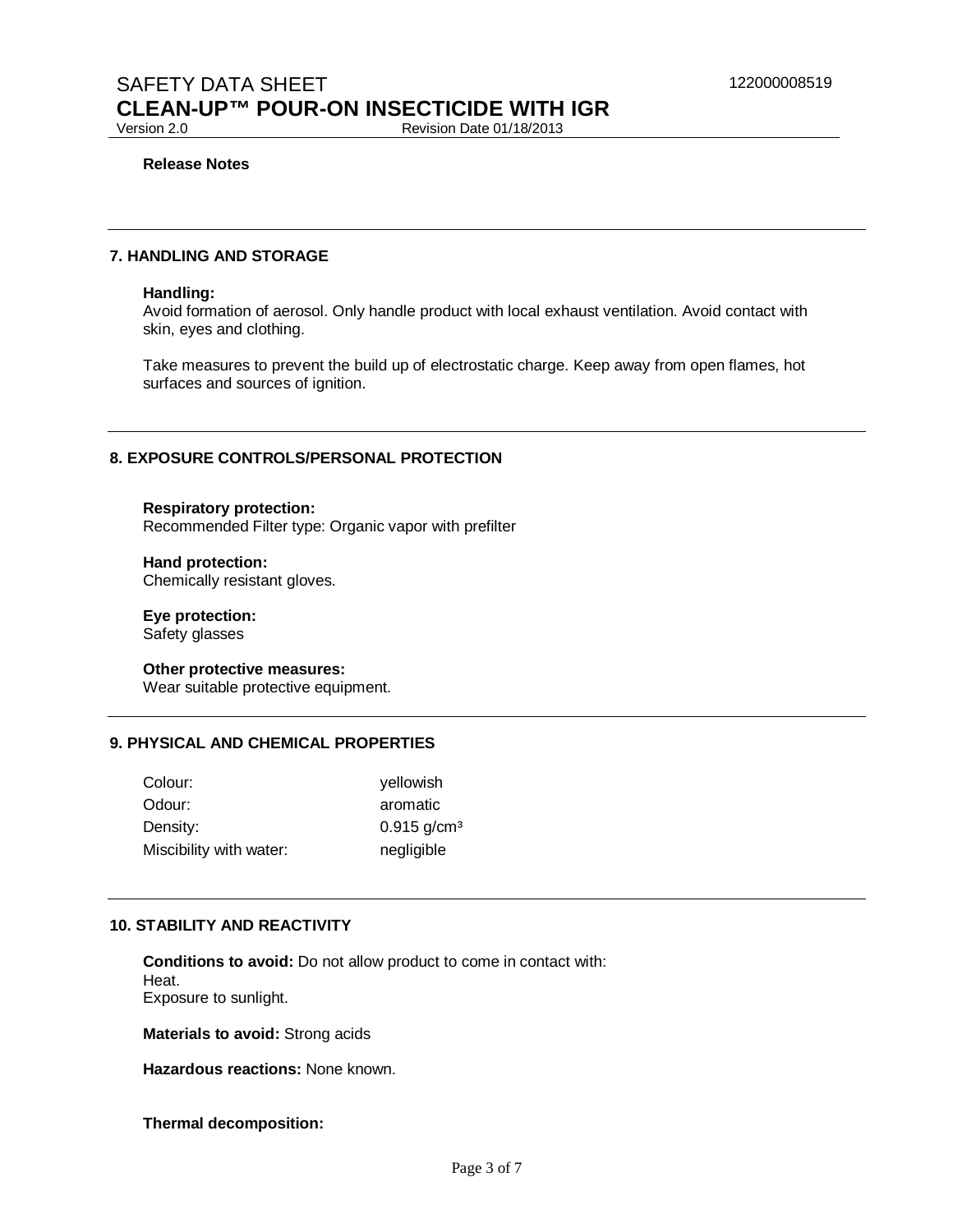**Release Notes**

## 7. HANDLING AND STORAGE

**Handling:**
Avoid formation of aerosol. Only handle product with local exhaust ventilation. Avoid contact with skin, eyes and clothing.

Take measures to prevent the build up of electrostatic charge. Keep away from open flames, hot surfaces and sources of ignition.

## 8. EXPOSURE CONTROLS/PERSONAL PROTECTION

**Respiratory protection:**
Recommended Filter type: Organic vapor with prefilter

**Hand protection:**
Chemically resistant gloves.

**Eye protection:**
Safety glasses

**Other protective measures:**
Wear suitable protective equipment.

## 9. PHYSICAL AND CHEMICAL PROPERTIES

| | |
|---|---|
| Colour: | yellowish |
| Odour: | aromatic |
| Density: | 0.915 $g/cm^3$ |
| Miscibility with water: | negligible |

## 10. STABILITY AND REACTIVITY

**Conditions to avoid:** Do not allow product to come in contact with:
Heat.
Exposure to sunlight.

**Materials to avoid:** Strong acids

**Hazardous reactions:** None known.

**Thermal decomposition:**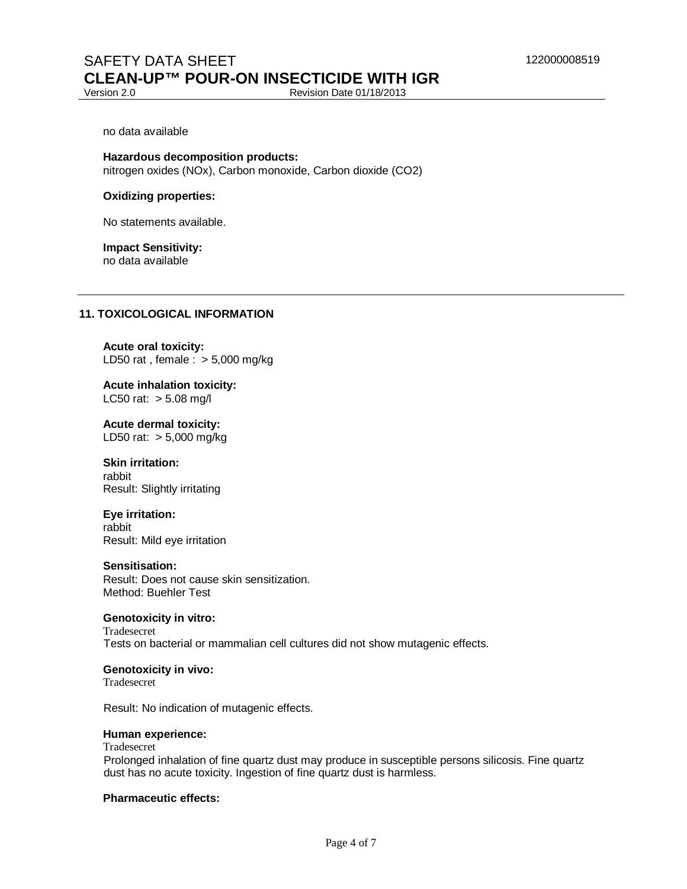no data available

**Hazardous decomposition products:**
nitrogen oxides (NOx), Carbon monoxide, Carbon dioxide ($CO_2$)

**Oxidizing properties:**

No statements available.

**Impact Sensitivity:**
no data available

## 11. TOXICOLOGICAL INFORMATION

**Acute oral toxicity:**
LD50 rat , female : > 5,000 mg/kg

**Acute inhalation toxicity:**
LC50 rat: > 5.08 mg/l

**Acute dermal toxicity:**
LD50 rat: > 5,000 mg/kg

**Skin irritation:**
rabbit
Result: Slightly irritating

**Eye irritation:**
rabbit
Result: Mild eye irritation

**Sensitisation:**
Result: Does not cause skin sensitization.
Method: Buehler Test

**Genotoxicity in vitro:**
Tradesecret
Tests on bacterial or mammalian cell cultures did not show mutagenic effects.

**Genotoxicity in vivo:**
Tradesecret

Result: No indication of mutagenic effects.

**Human experience:**
Tradesecret
Prolonged inhalation of fine quartz dust may produce in susceptible persons silicosis. Fine quartz dust has no acute toxicity. Ingestion of fine quartz dust is harmless.

**Pharmaceutic effects:**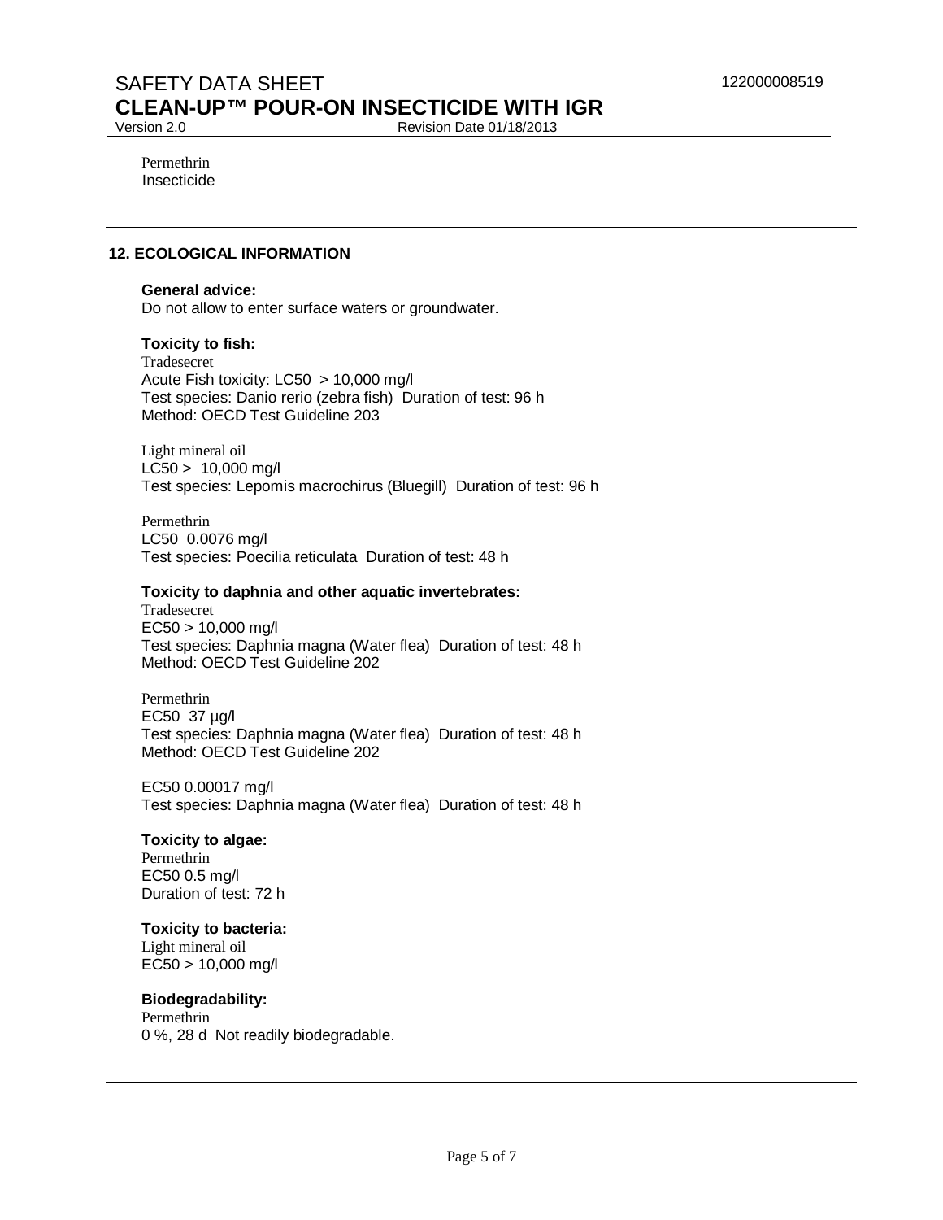Permethrin
Insecticide

## 12. ECOLOGICAL INFORMATION

**General advice:**
Do not allow to enter surface waters or groundwater.

**Toxicity to fish:**
Tradesecret
Acute Fish toxicity: LC50 > 10,000 mg/l
Test species: Danio rerio (zebra fish) Duration of test: 96 h
Method: OECD Test Guideline 203

Light mineral oil
LC50 > 10,000 mg/l
Test species: Lepomis macrochirus (Bluegill) Duration of test: 96 h

Permethrin
LC50 0.0076 mg/l
Test species: Poecilia reticulata Duration of test: 48 h

**Toxicity to daphnia and other aquatic invertebrates:**
Tradesecret
EC50 > 10,000 mg/l
Test species: Daphnia magna (Water flea) Duration of test: 48 h
Method: OECD Test Guideline 202

Permethrin
EC50 37 µg/l
Test species: Daphnia magna (Water flea) Duration of test: 48 h
Method: OECD Test Guideline 202

EC50 0.00017 mg/l
Test species: Daphnia magna (Water flea) Duration of test: 48 h

**Toxicity to algae:**
Permethrin
EC50 0.5 mg/l
Duration of test: 72 h

**Toxicity to bacteria:**
Light mineral oil
EC50 > 10,000 mg/l

**Biodegradability:**
Permethrin
0 %, 28 d Not readily biodegradable.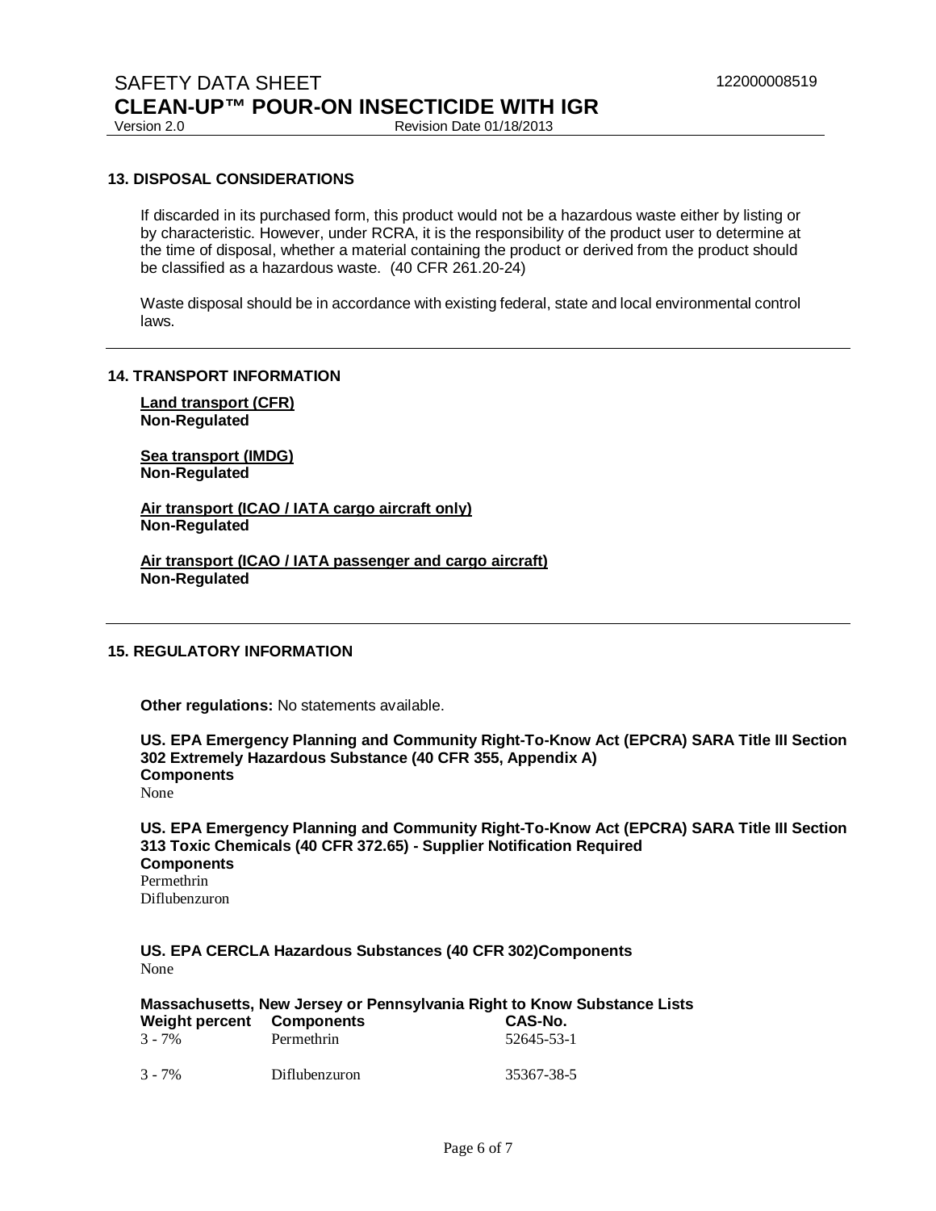## 13. DISPOSAL CONSIDERATIONS

If discarded in its purchased form, this product would not be a hazardous waste either by listing or by characteristic. However, under RCRA, it is the responsibility of the product user to determine at the time of disposal, whether a material containing the product or derived from the product should be classified as a hazardous waste. (40 CFR 261.20-24)

Waste disposal should be in accordance with existing federal, state and local environmental control laws.

---

## 14. TRANSPORT INFORMATION

**Land transport (CFR)**
**Non-Regulated**

**Sea transport (IMDG)**
**Non-Regulated**

**Air transport (ICAO / IATA cargo aircraft only)**
**Non-Regulated**

**Air transport (ICAO / IATA passenger and cargo aircraft)**
**Non-Regulated**

---

## 15. REGULATORY INFORMATION

**Other regulations:** No statements available.

**US. EPA Emergency Planning and Community Right-To-Know Act (EPCRA) SARA Title III Section 302 Extremely Hazardous Substance (40 CFR 355, Appendix A)**
**Components**
None

**US. EPA Emergency Planning and Community Right-To-Know Act (EPCRA) SARA Title III Section 313 Toxic Chemicals (40 CFR 372.65) - Supplier Notification Required**
**Components**
Permethrin
Diflubenzuron

**US. EPA CERCLA Hazardous Substances (40 CFR 302)Components**
None

**Massachusetts, New Jersey or Pennsylvania Right to Know Substance Lists**

| Weight percent | Components | CAS-No. |
|---|---|---|
| 3 - 7% | Permethrin | 52645-53-1 |
| 3 - 7% | Diflubenzuron | 35367-38-5 |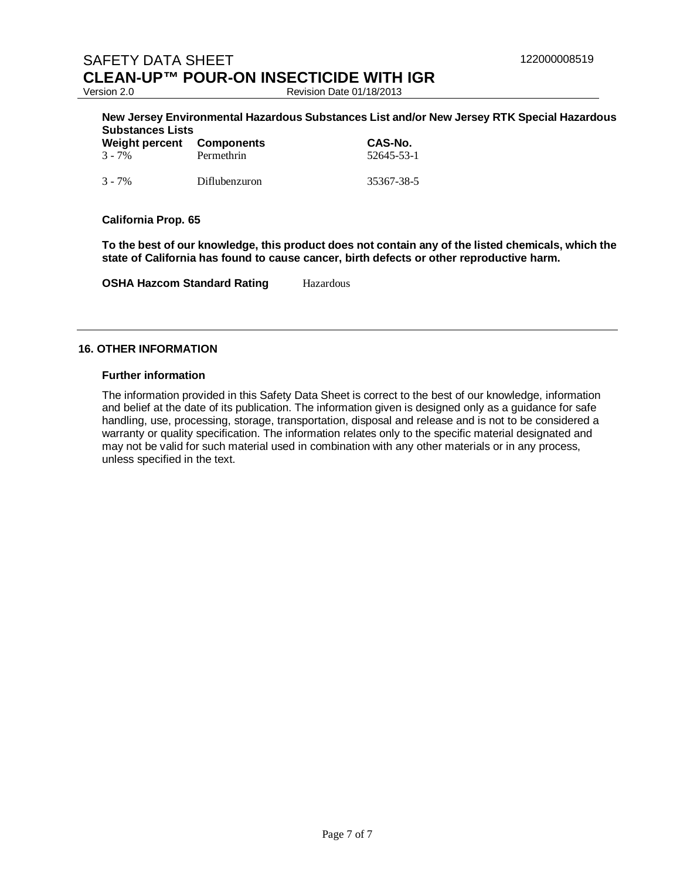**New Jersey Environmental Hazardous Substances List and/or New Jersey RTK Special Hazardous Substances Lists**

| Weight percent | Components | CAS-No. |
|---|---|---|
| 3 - 7% | Permethrin | 52645-53-1 |
| 3 - 7% | Diflubenzuron | 35367-38-5 |

**California Prop. 65**

**To the best of our knowledge, this product does not contain any of the listed chemicals, which the state of California has found to cause cancer, birth defects or other reproductive harm.**

**OSHA Hazcom Standard Rating** Hazardous

## 16. OTHER INFORMATION

### Further information

The information provided in this Safety Data Sheet is correct to the best of our knowledge, information and belief at the date of its publication. The information given is designed only as a guidance for safe handling, use, processing, storage, transportation, disposal and release and is not to be considered a warranty or quality specification. The information relates only to the specific material designated and may not be valid for such material used in combination with any other materials or in any process, unless specified in the text.